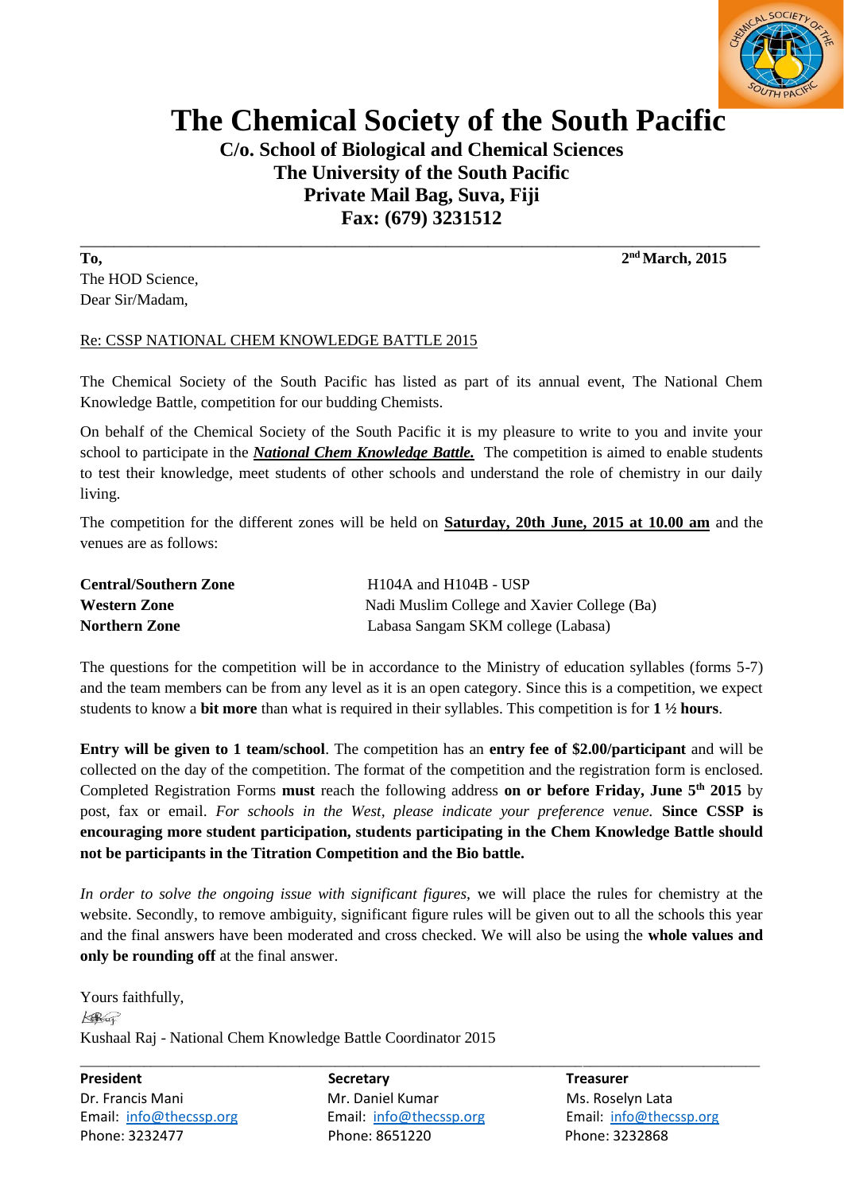# The Chemical Society of the South Pacific

**C/o. School of Biological and Chemical Sciences**
**The University of the South Pacific**
**Private Mail Bag, Suva, Fiji**
**Fax: (679) 3231512**

---

**To,** **2nd March, 2015**

The HOD Science,
Dear Sir/Madam,

Re: CSSP NATIONAL CHEM KNOWLEDGE BATTLE 2015

The Chemical Society of the South Pacific has listed as part of its annual event, The National Chem Knowledge Battle, competition for our budding Chemists.

On behalf of the Chemical Society of the South Pacific it is my pleasure to write to you and invite your school to participate in the ***National Chem Knowledge Battle.*** The competition is aimed to enable students to test their knowledge, meet students of other schools and understand the role of chemistry in our daily living.

The competition for the different zones will be held on **Saturday, 20th June, 2015 at 10.00 am** and the venues are as follows:

| | |
|---|---|
| **Central/Southern Zone** | H104A and H104B - USP |
| **Western Zone** | Nadi Muslim College and Xavier College (Ba) |
| **Northern Zone** | Labasa Sangam SKM college (Labasa) |

The questions for the competition will be in accordance to the Ministry of education syllables (forms 5-7) and the team members can be from any level as it is an open category. Since this is a competition, we expect students to know a **bit more** than what is required in their syllables. This competition is for **1 ½ hours**.

**Entry will be given to 1 team/school**. The competition has an **entry fee of $2.00/participant** and will be collected on the day of the competition. The format of the competition and the registration form is enclosed. Completed Registration Forms **must** reach the following address **on or before Friday, June 5th 2015** by post, fax or email. *For schools in the West, please indicate your preference venue.* **Since CSSP is encouraging more student participation, students participating in the Chem Knowledge Battle should not be participants in the Titration Competition and the Bio battle.**

*In order to solve the ongoing issue with significant figures,* we will place the rules for chemistry at the website. Secondly, to remove ambiguity, significant figure rules will be given out to all the schools this year and the final answers have been moderated and cross checked. We will also be using the **whole values and only be rounding off** at the final answer.

Yours faithfully,

Kushaal Raj - National Chem Knowledge Battle Coordinator 2015

---

| **President** | **Secretary** | **Treasurer** |
|---|---|---|
| Dr. Francis Mani | Mr. Daniel Kumar | Ms. Roselyn Lata |
| Email: info@thecssp.org | Email: info@thecssp.org | Email: info@thecssp.org |
| Phone: 3232477 | Phone: 8651220 | Phone: 3232868 |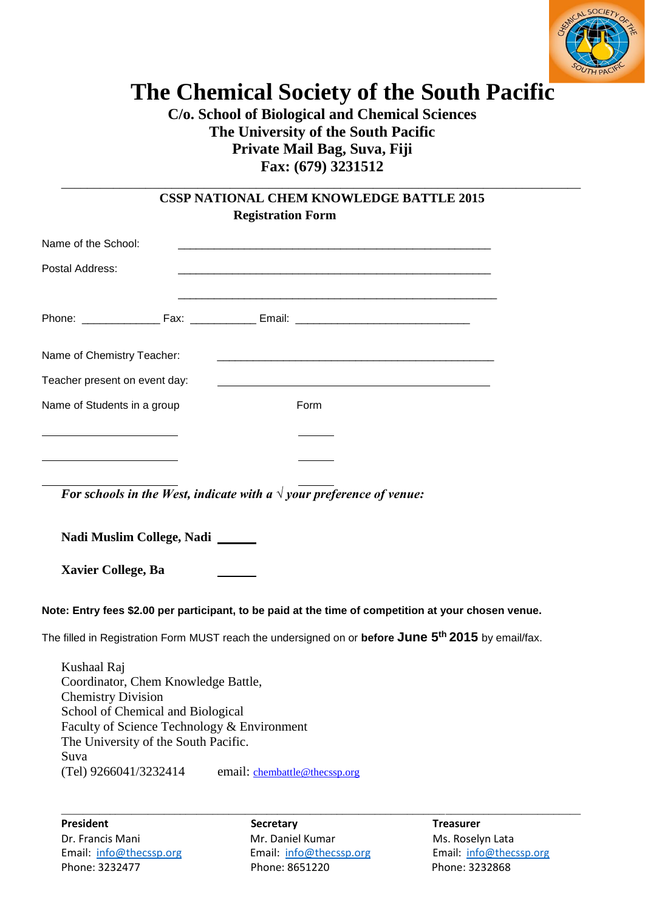# The Chemical Society of the South Pacific

**C/o. School of Biological and Chemical Sciences**
**The University of the South Pacific**
**Private Mail Bag, Suva, Fiji**
**Fax: (679) 3231512**

---

**CSSP NATIONAL CHEM KNOWLEDGE BATTLE 2015**
**Registration Form**

Name of the School: ______________________________________________

Postal Address: ______________________________________________

______________________________________________

Phone: _____________ Fax: ___________ Email: ____________________________

Name of Chemistry Teacher: ______________________________________________

Teacher present on event day: ______________________________________________

Name of Students in a group          Form

______________________          ______

______________________          ______

______________________          ______

***For schools in the West, indicate with a √ your preference of venue:***

**Nadi Muslim College, Nadi** ______

**Xavier College, Ba** ______

**Note: Entry fees $2.00 per participant, to be paid at the time of competition at your chosen venue.**

The filled in Registration Form MUST reach the undersigned on or **before June 5th 2015** by email/fax.

Kushaal Raj
Coordinator, Chem Knowledge Battle,
Chemistry Division
School of Chemical and Biological
Faculty of Science Technology & Environment
The University of the South Pacific.
Suva
(Tel) 9266041/3232414     email: chembattle@thecssp.org

---

**President**
Dr. Francis Mani
Email: info@thecssp.org
Phone: 3232477

**Secretary**
Mr. Daniel Kumar
Email: info@thecssp.org
Phone: 8651220

**Treasurer**
Ms. Roselyn Lata
Email: info@thecssp.org
Phone: 3232868